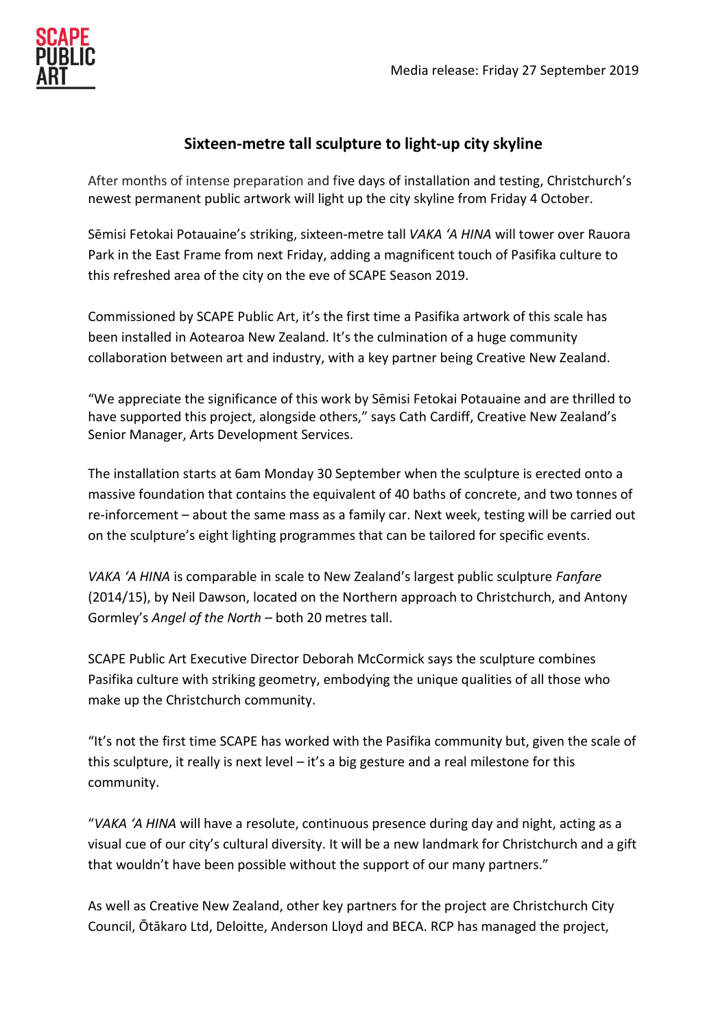SCAPE PUBLIC ART

Media release: Friday 27 September 2019

## Sixteen-metre tall sculpture to light-up city skyline

After months of intense preparation and five days of installation and testing, Christchurch's newest permanent public artwork will light up the city skyline from Friday 4 October.

Sēmisi Fetokai Potauaine's striking, sixteen-metre tall *VAKA 'A HINA* will tower over Rauora Park in the East Frame from next Friday, adding a magnificent touch of Pasifika culture to this refreshed area of the city on the eve of SCAPE Season 2019.

Commissioned by SCAPE Public Art, it's the first time a Pasifika artwork of this scale has been installed in Aotearoa New Zealand. It's the culmination of a huge community collaboration between art and industry, with a key partner being Creative New Zealand.

"We appreciate the significance of this work by Sēmisi Fetokai Potauaine and are thrilled to have supported this project, alongside others," says Cath Cardiff, Creative New Zealand's Senior Manager, Arts Development Services.

The installation starts at 6am Monday 30 September when the sculpture is erected onto a massive foundation that contains the equivalent of 40 baths of concrete, and two tonnes of re-inforcement – about the same mass as a family car. Next week, testing will be carried out on the sculpture's eight lighting programmes that can be tailored for specific events.

*VAKA 'A HINA* is comparable in scale to New Zealand's largest public sculpture *Fanfare* (2014/15), by Neil Dawson, located on the Northern approach to Christchurch, and Antony Gormley's *Angel of the North* – both 20 metres tall.

SCAPE Public Art Executive Director Deborah McCormick says the sculpture combines Pasifika culture with striking geometry, embodying the unique qualities of all those who make up the Christchurch community.

"It's not the first time SCAPE has worked with the Pasifika community but, given the scale of this sculpture, it really is next level – it's a big gesture and a real milestone for this community.

"*VAKA 'A HINA* will have a resolute, continuous presence during day and night, acting as a visual cue of our city's cultural diversity. It will be a new landmark for Christchurch and a gift that wouldn't have been possible without the support of our many partners."

As well as Creative New Zealand, other key partners for the project are Christchurch City Council, Ōtākaro Ltd, Deloitte, Anderson Lloyd and BECA. RCP has managed the project,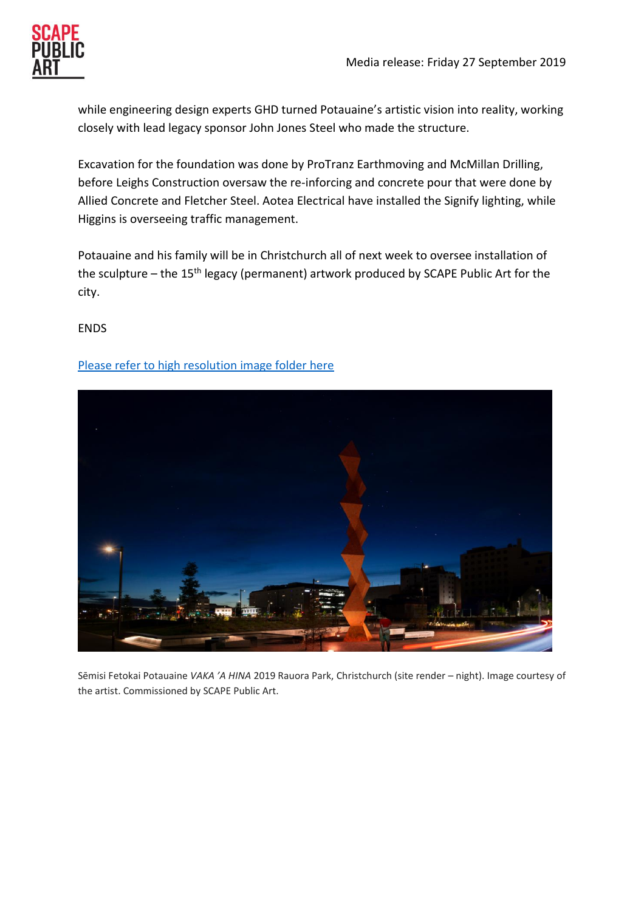while engineering design experts GHD turned Potauaine's artistic vision into reality, working closely with lead legacy sponsor John Jones Steel who made the structure.

Excavation for the foundation was done by ProTranz Earthmoving and McMillan Drilling, before Leighs Construction oversaw the re-inforcing and concrete pour that were done by Allied Concrete and Fletcher Steel. Aotea Electrical have installed the Signify lighting, while Higgins is overseeing traffic management.

Potauaine and his family will be in Christchurch all of next week to oversee installation of the sculpture – the 15th legacy (permanent) artwork produced by SCAPE Public Art for the city.

ENDS

Please refer to high resolution image folder here

Sēmisi Fetokai Potauaine *VAKA 'A HINA* 2019 Rauora Park, Christchurch (site render – night). Image courtesy of the artist. Commissioned by SCAPE Public Art.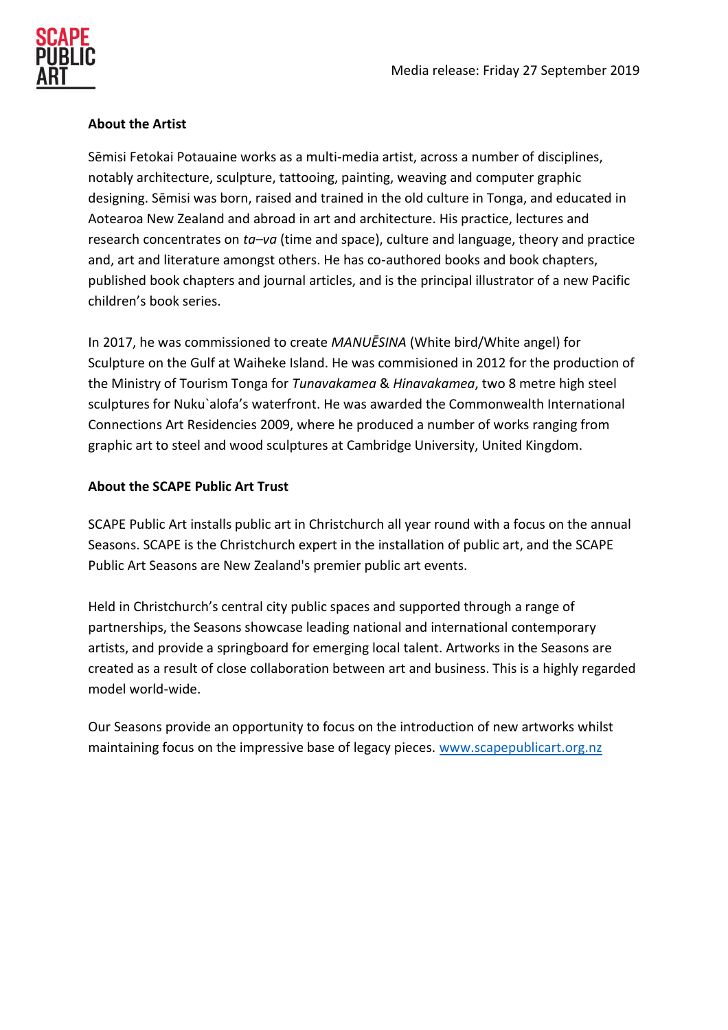Media release: Friday 27 September 2019

**About the Artist**

Sēmisi Fetokai Potauaine works as a multi-media artist, across a number of disciplines, notably architecture, sculpture, tattooing, painting, weaving and computer graphic designing. Sēmisi was born, raised and trained in the old culture in Tonga, and educated in Aotearoa New Zealand and abroad in art and architecture. His practice, lectures and research concentrates on *ta–va* (time and space), culture and language, theory and practice and, art and literature amongst others. He has co-authored books and book chapters, published book chapters and journal articles, and is the principal illustrator of a new Pacific children's book series.

In 2017, he was commissioned to create *MANUĒSINA* (White bird/White angel) for Sculpture on the Gulf at Waiheke Island. He was commisioned in 2012 for the production of the Ministry of Tourism Tonga for *Tunavakamea* & *Hinavakamea*, two 8 metre high steel sculptures for Nuku`alofa's waterfront. He was awarded the Commonwealth International Connections Art Residencies 2009, where he produced a number of works ranging from graphic art to steel and wood sculptures at Cambridge University, United Kingdom.

**About the SCAPE Public Art Trust**

SCAPE Public Art installs public art in Christchurch all year round with a focus on the annual Seasons. SCAPE is the Christchurch expert in the installation of public art, and the SCAPE Public Art Seasons are New Zealand's premier public art events.

Held in Christchurch's central city public spaces and supported through a range of partnerships, the Seasons showcase leading national and international contemporary artists, and provide a springboard for emerging local talent. Artworks in the Seasons are created as a result of close collaboration between art and business. This is a highly regarded model world-wide.

Our Seasons provide an opportunity to focus on the introduction of new artworks whilst maintaining focus on the impressive base of legacy pieces. www.scapepublicart.org.nz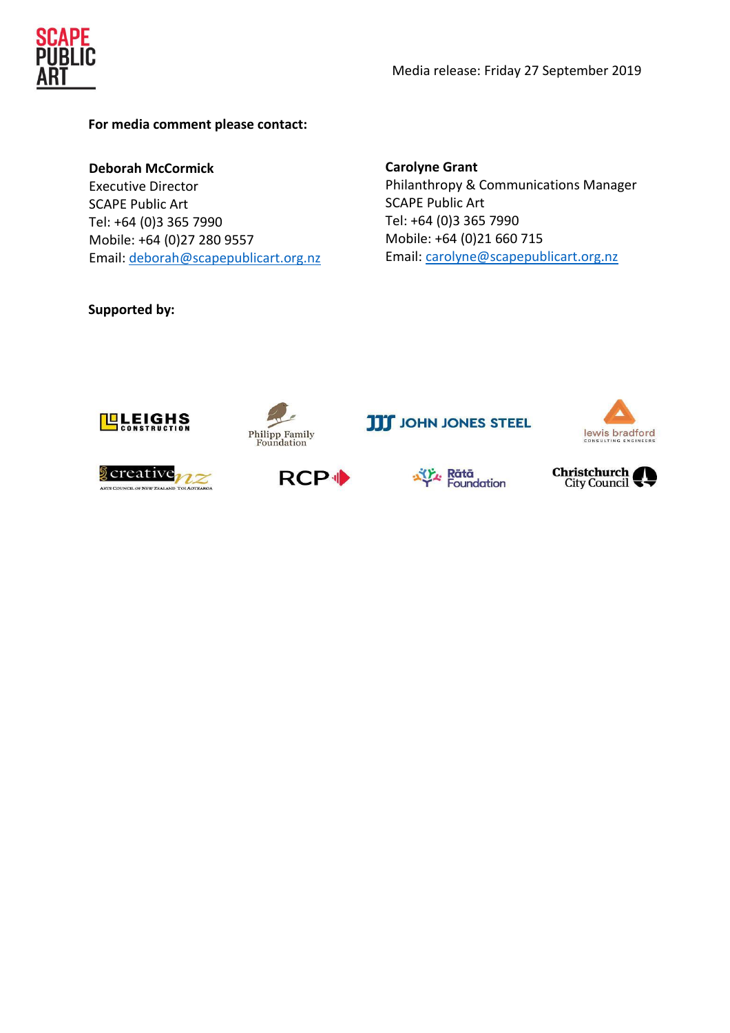Media release: Friday 27 September 2019

**For media comment please contact:**

**Deborah McCormick**
Executive Director
SCAPE Public Art
Tel: +64 (0)3 365 7990
Mobile: +64 (0)27 280 9557
Email: deborah@scapepublicart.org.nz

**Carolyne Grant**
Philanthropy & Communications Manager
SCAPE Public Art
Tel: +64 (0)3 365 7990
Mobile: +64 (0)21 660 715
Email: carolyne@scapepublicart.org.nz

**Supported by:**

LEIGHS CONSTRUCTION

Philipp Family Foundation

JOHN JONES STEEL

lewis bradford CONSULTING ENGINEERS

creative nz ARTS COUNCIL OF NEW ZEALAND TOI AOTEAROA

RCP

Rātā Foundation

Christchurch City Council